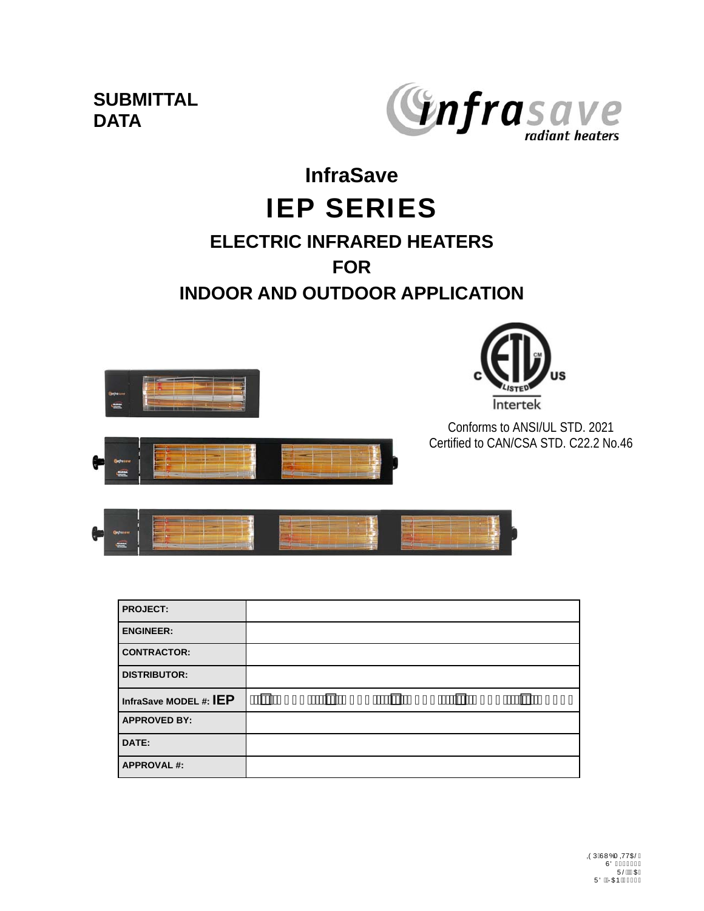**SUBMITTAL DATA**

# InfraSave

# IEP SERIES

## ELECTRIC INFRARED HEATERS

## FOR

## INDOOR AND OUTDOOR APPLICATION

Conforms to ANSI/UL STD. 2021
Certified to CAN/CSA STD. C22.2 No.46

| | |
|---|---|
| **PROJECT:** | |
| **ENGINEER:** | |
| **CONTRACTOR:** | |
| **DISTRIBUTOR:** | |
| **InfraSave MODEL #: IEP** | |
| **APPROVED BY:** | |
| **DATE:** | |
| **APPROVAL #:** | |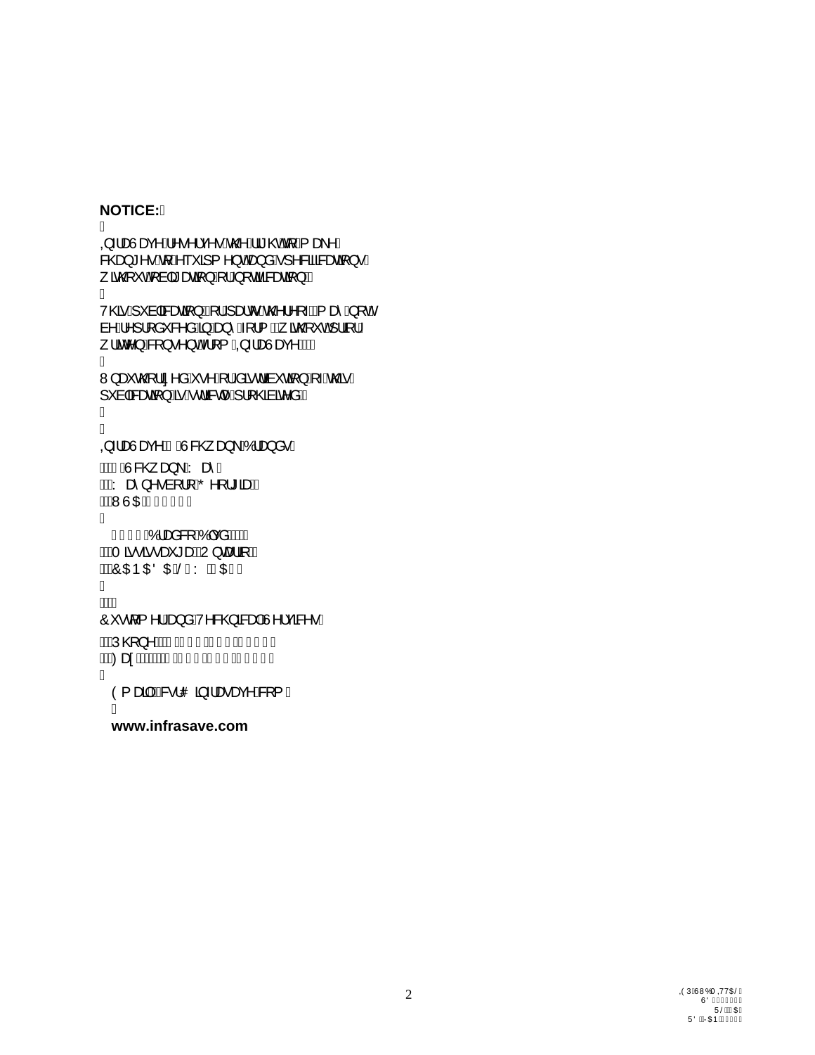**NOTICE:**

InfraSave reserves the right to make changes to equipment and specifications without obligation or notification.

This publication or parts thereof may not be reproduced in any form, without prior written consent from InfraSave.

Unauthorized use or distribution of this publication is strictly prohibited.

InfraSave - Schwank Brands

Schwank Way
Waynesboro Georgia
USA

Bradco Blvd.
Mississauga Ontario
CANADA

Customer and Technical Services

Phone

Fax

E-mail: csr@infrasave.com

**www.infrasave.com**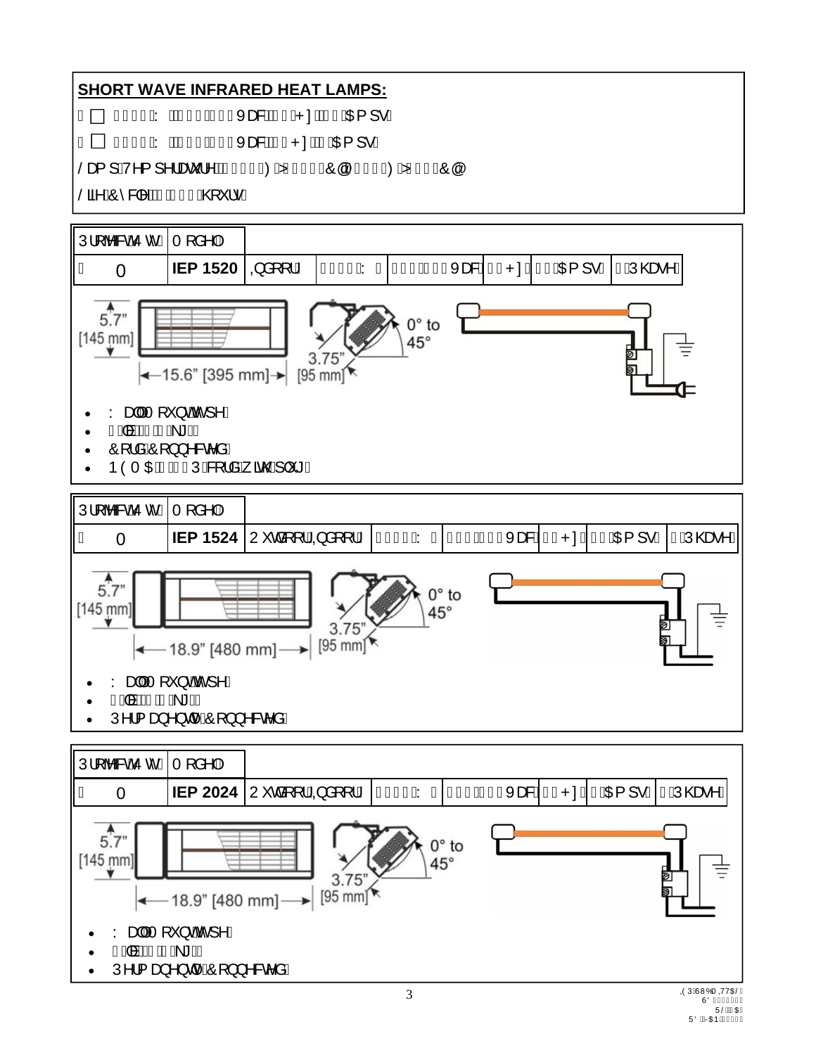## SHORT WAVE INFRARED HEAT LAMPS:

- ☐ W: Vac Hz Amps
- ☐ W: Vac Hz Amps

Lamp Temperature: F [ C] F [ C]

Life Cycle: hours

| Project Qty | Model | | | | | | |
|---|---|---|---|---|---|---|---|
| M | IEP 1520 | Indoor | W | Vac | Hz | Amps | Phase |

5.7" [145 mm]

15.6" [395 mm]

3.75" [95 mm]

0° to 45°

- Wall Mount Type
- lbs kg
- Cord Connected
- NEMA P cord with plug

| Project Qty | Model | | | | | | |
|---|---|---|---|---|---|---|---|
| M | IEP 1524 | Outdoor/Indoor | W | Vac | Hz | Amps | Phase |

5.7" [145 mm]

18.9" [480 mm]

3.75" [95 mm]

0° to 45°

- Wall Mount Type
- lbs kg
- Permanently Connected

| Project Qty | Model | | | | | | |
|---|---|---|---|---|---|---|---|
| M | IEP 2024 | Outdoor/Indoor | W | Vac | Hz | Amps | Phase |

5.7" [145 mm]

18.9" [480 mm]

3.75" [95 mm]

0° to 45°

- Wall Mount Type
- lbs kg
- Permanently Connected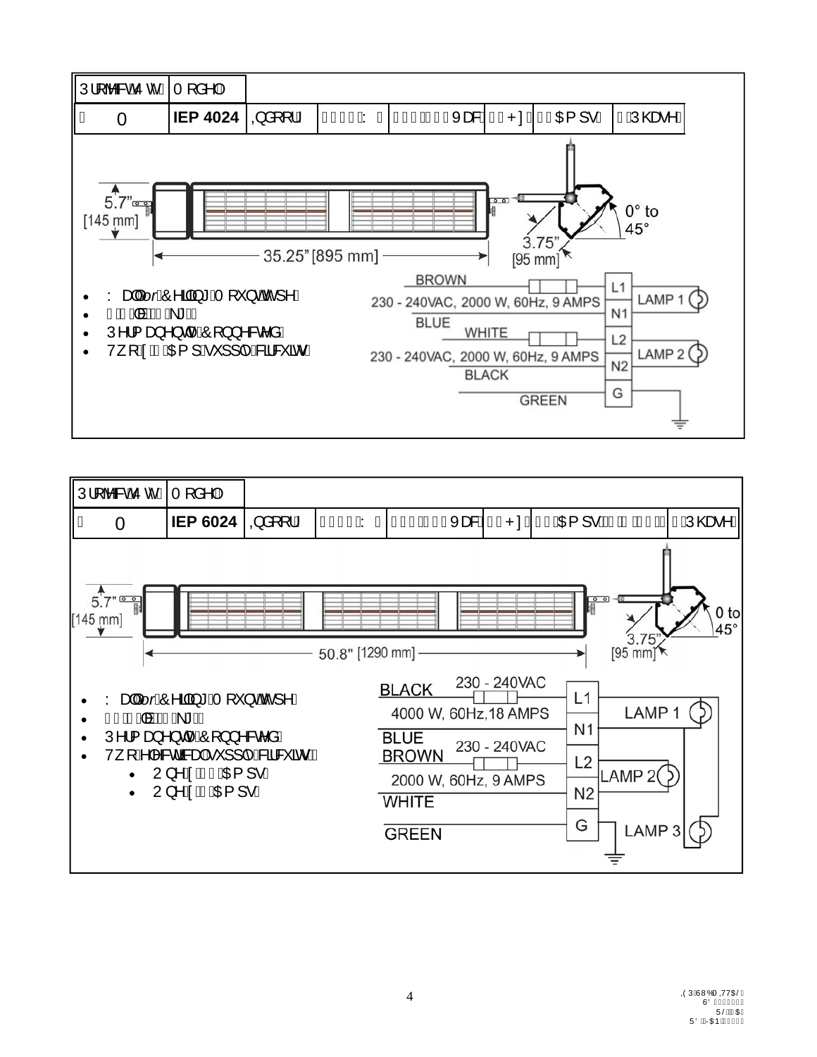| Project Qty | Model | | | | | | |
|---|---|---|---|---|---|---|---|
| M | **IEP 4024** | Indoor | W | Vac | Hz | Amps | Phase |

5.7" [145 mm]

35.25" [895 mm]

3.75" [95 mm]

0° to 45°

- Wall or Ceiling Mounting
- lbs / kg
- Permanently Connected
- Two x Amp supply circuits

| Wire | Supply | Terminal | Lamp |
|---|---|---|---|
| BROWN | 230 - 240VAC, 2000 W, 60Hz, 9 AMPS | L1 | LAMP 1 |
| BLUE | | N1 | LAMP 1 |
| WHITE | 230 - 240VAC, 2000 W, 60Hz, 9 AMPS | L2 | LAMP 2 |
| BLACK | | N2 | LAMP 2 |
| GREEN | | G | Ground |

| Project Qty | Model | | | | | | |
|---|---|---|---|---|---|---|---|
| M | **IEP 6024** | Indoor | W | Vac | Hz | Amps | Phase |

5.7" [145 mm]

50.8" [1290 mm]

3.75" [95 mm]

0 to 45°

- Wall or Ceiling Mounting
- lbs / kg
- Permanently Connected
- Two electrical supply circuits
  - One x Amps
  - One x Amps

| Wire | Supply | Terminal | Lamp |
|---|---|---|---|
| BLACK | 230 - 240VAC, 4000 W, 60Hz, 18 AMPS | L1 | LAMP 1 |
| BLUE | | N1 | LAMP 1 |
| BROWN | 230 - 240VAC, 2000 W, 60Hz, 9 AMPS | L2 | LAMP 2 |
| WHITE | | N2 | LAMP 2 |
| GREEN | | G | LAMP 3 / Ground |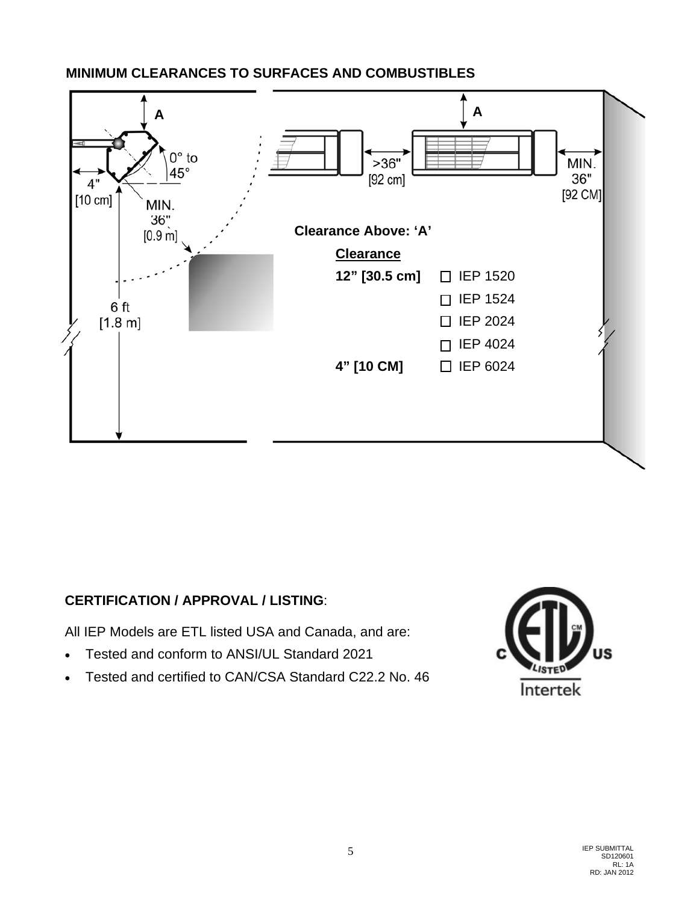## MINIMUM CLEARANCES TO SURFACES AND COMBUSTIBLES

A

0° to 45°

4" [10 cm]

MIN. 36" [0.9 m]

6 ft [1.8 m]

A

>36" [92 cm]

MIN. 36" [92 CM]

**Clearance Above: 'A'**

| **Clearance** | |
|---|---|
| **12" [30.5 cm]** | ☐ IEP 1520 |
| | ☐ IEP 1524 |
| | ☐ IEP 2024 |
| | ☐ IEP 4024 |
| **4" [10 CM]** | ☐ IEP 6024 |

**CERTIFICATION / APPROVAL / LISTING**:

All IEP Models are ETL listed USA and Canada, and are:

- Tested and conform to ANSI/UL Standard 2021
- Tested and certified to CAN/CSA Standard C22.2 No. 46

C ETL LISTED CM US Intertek

IEP SUBMITTAL
SD120601
RL: 1A
RD: JAN 2012